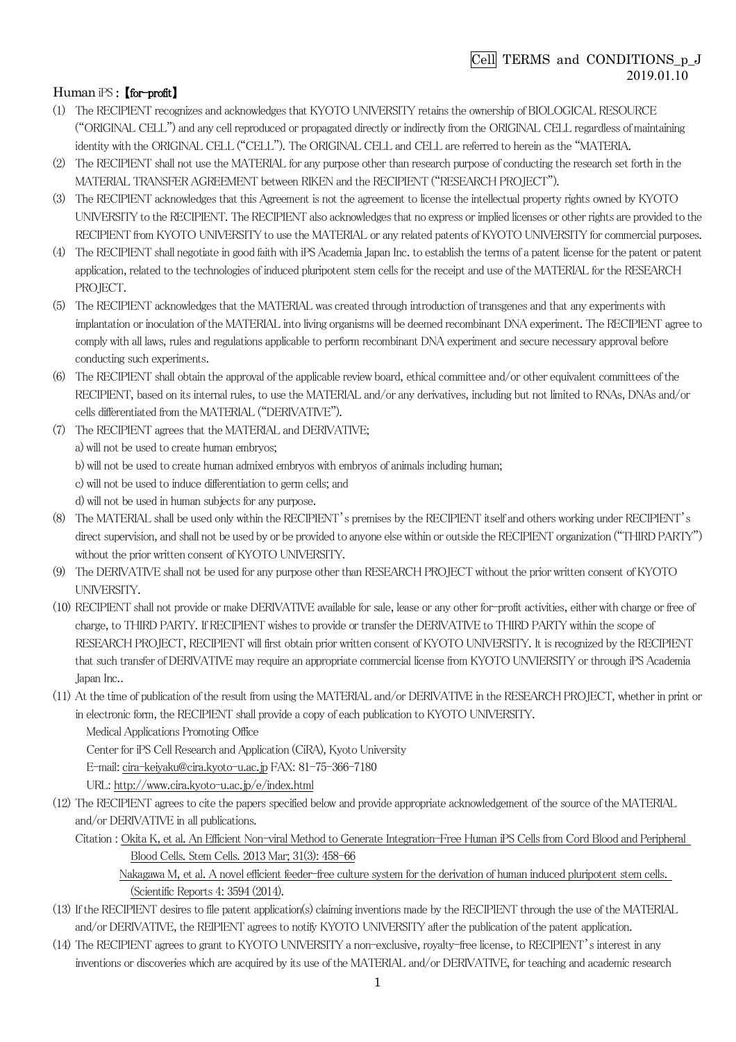Cell TERMS and CONDITIONS_p_J
2019.01.10

Human iPS : 【for-profit】

(1) The RECIPIENT recognizes and acknowledges that KYOTO UNIVERSITY retains the ownership of BIOLOGICAL RESOURCE ("ORIGINAL CELL") and any cell reproduced or propagated directly or indirectly from the ORIGINAL CELL regardless of maintaining identity with the ORIGINAL CELL ("CELL"). The ORIGINAL CELL and CELL are referred to herein as the "MATERIA.

(2) The RECIPIENT shall not use the MATERIAL for any purpose other than research purpose of conducting the research set forth in the MATERIAL TRANSFER AGREEMENT between RIKEN and the RECIPIENT ("RESEARCH PROJECT").

(3) The RECIPIENT acknowledges that this Agreement is not the agreement to license the intellectual property rights owned by KYOTO UNIVERSITY to the RECIPIENT. The RECIPIENT also acknowledges that no express or implied licenses or other rights are provided to the RECIPIENT from KYOTO UNIVERSITY to use the MATERIAL or any related patents of KYOTO UNIVERSITY for commercial purposes.

(4) The RECIPIENT shall negotiate in good faith with iPS Academia Japan Inc. to establish the terms of a patent license for the patent or patent application, related to the technologies of induced pluripotent stem cells for the receipt and use of the MATERIAL for the RESEARCH PROJECT.

(5) The RECIPIENT acknowledges that the MATERIAL was created through introduction of transgenes and that any experiments with implantation or inoculation of the MATERIAL into living organisms will be deemed recombinant DNA experiment. The RECIPIENT agree to comply with all laws, rules and regulations applicable to perform recombinant DNA experiment and secure necessary approval before conducting such experiments.

(6) The RECIPIENT shall obtain the approval of the applicable review board, ethical committee and/or other equivalent committees of the RECIPIENT, based on its internal rules, to use the MATERIAL and/or any derivatives, including but not limited to RNAs, DNAs and/or cells differentiated from the MATERIAL ("DERIVATIVE").

(7) The RECIPIENT agrees that the MATERIAL and DERIVATIVE;

   a) will not be used to create human embryos;

   b) will not be used to create human admixed embryos with embryos of animals including human;

   c) will not be used to induce differentiation to germ cells; and

   d) will not be used in human subjects for any purpose.

(8) The MATERIAL shall be used only within the RECIPIENT's premises by the RECIPIENT itself and others working under RECIPIENT's direct supervision, and shall not be used by or be provided to anyone else within or outside the RECIPIENT organization ("THIRD PARTY") without the prior written consent of KYOTO UNIVERSITY.

(9) The DERIVATIVE shall not be used for any purpose other than RESEARCH PROJECT without the prior written consent of KYOTO UNIVERSITY.

(10) RECIPIENT shall not provide or make DERIVATIVE available for sale, lease or any other for-profit activities, either with charge or free of charge, to THIRD PARTY. If RECIPIENT wishes to provide or transfer the DERIVATIVE to THIRD PARTY within the scope of RESEARCH PROJECT, RECIPIENT will first obtain prior written consent of KYOTO UNIVERSITY. It is recognized by the RECIPIENT that such transfer of DERIVATIVE may require an appropriate commercial license from KYOTO UNVIERSITY or through iPS Academia Japan Inc..

(11) At the time of publication of the result from using the MATERIAL and/or DERIVATIVE in the RESEARCH PROJECT, whether in print or in electronic form, the RECIPIENT shall provide a copy of each publication to KYOTO UNIVERSITY.

   Medical Applications Promoting Office

   Center for iPS Cell Research and Application (CiRA), Kyoto University

   E-mail: cira-keiyaku@cira.kyoto-u.ac.jp FAX: 81-75-366-7180

   URL: http://www.cira.kyoto-u.ac.jp/e/index.html

(12) The RECIPIENT agrees to cite the papers specified below and provide appropriate acknowledgement of the source of the MATERIAL and/or DERIVATIVE in all publications.

   Citation : Okita K, et al. An Efficient Non-viral Method to Generate Integration-Free Human iPS Cells from Cord Blood and Peripheral Blood Cells. Stem Cells. 2013 Mar; 31(3): 458-66

   Nakagawa M, et al. A novel efficient feeder-free culture system for the derivation of human induced pluripotent stem cells. (Scientific Reports 4: 3594 (2014).

(13) If the RECIPIENT desires to file patent application(s) claiming inventions made by the RECIPIENT through the use of the MATERIAL and/or DERIVATIVE, the REIPIENT agrees to notify KYOTO UNIVERSITY after the publication of the patent application.

(14) The RECIPIENT agrees to grant to KYOTO UNIVERSITY a non-exclusive, royalty-free license, to RECIPIENT's interest in any inventions or discoveries which are acquired by its use of the MATERIAL and/or DERIVATIVE, for teaching and academic research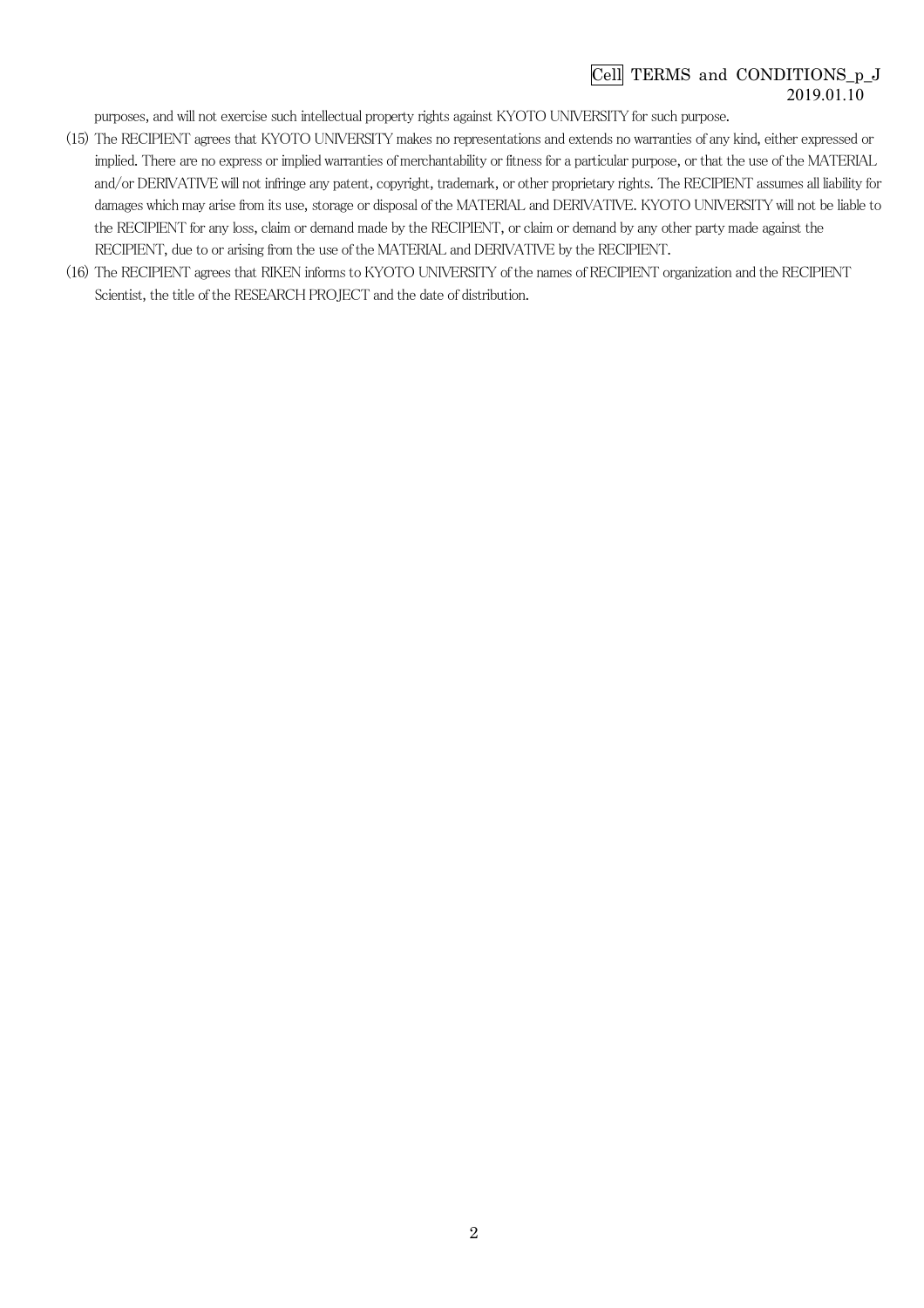purposes, and will not exercise such intellectual property rights against KYOTO UNIVERSITY for such purpose.

(15) The RECIPIENT agrees that KYOTO UNIVERSITY makes no representations and extends no warranties of any kind, either expressed or implied. There are no express or implied warranties of merchantability or fitness for a particular purpose, or that the use of the MATERIAL and/or DERIVATIVE will not infringe any patent, copyright, trademark, or other proprietary rights. The RECIPIENT assumes all liability for damages which may arise from its use, storage or disposal of the MATERIAL and DERIVATIVE. KYOTO UNIVERSITY will not be liable to the RECIPIENT for any loss, claim or demand made by the RECIPIENT, or claim or demand by any other party made against the RECIPIENT, due to or arising from the use of the MATERIAL and DERIVATIVE by the RECIPIENT.

(16) The RECIPIENT agrees that RIKEN informs to KYOTO UNIVERSITY of the names of RECIPIENT organization and the RECIPIENT Scientist, the title of the RESEARCH PROJECT and the date of distribution.